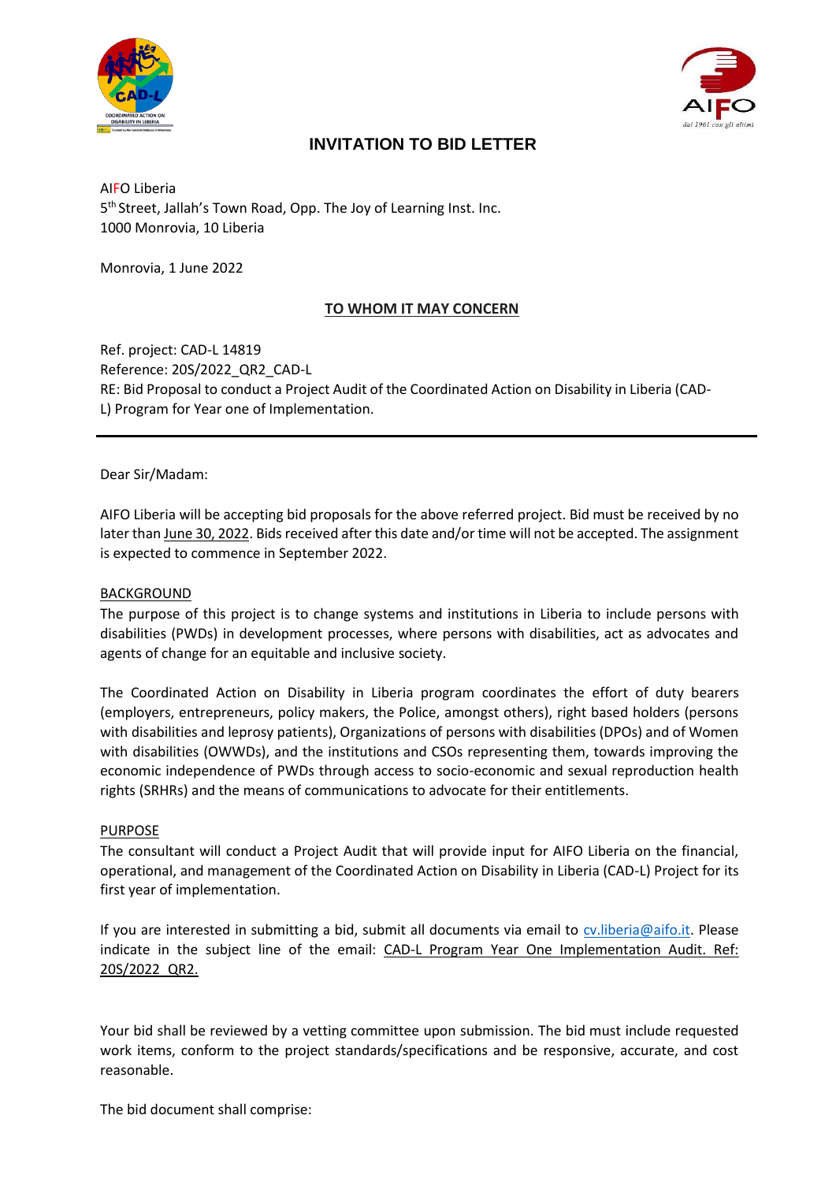# INVITATION TO BID LETTER

AIFO Liberia
5th Street, Jallah's Town Road, Opp. The Joy of Learning Inst. Inc.
1000 Monrovia, 10 Liberia

Monrovia, 1 June 2022

**TO WHOM IT MAY CONCERN**

Ref. project: CAD-L 14819
Reference: 20S/2022_QR2_CAD-L
RE: Bid Proposal to conduct a Project Audit of the Coordinated Action on Disability in Liberia (CAD-L) Program for Year one of Implementation.

---

Dear Sir/Madam:

AIFO Liberia will be accepting bid proposals for the above referred project. Bid must be received by no later than June 30, 2022. Bids received after this date and/or time will not be accepted. The assignment is expected to commence in September 2022.

## BACKGROUND

The purpose of this project is to change systems and institutions in Liberia to include persons with disabilities (PWDs) in development processes, where persons with disabilities, act as advocates and agents of change for an equitable and inclusive society.

The Coordinated Action on Disability in Liberia program coordinates the effort of duty bearers (employers, entrepreneurs, policy makers, the Police, amongst others), right based holders (persons with disabilities and leprosy patients), Organizations of persons with disabilities (DPOs) and of Women with disabilities (OWWDs), and the institutions and CSOs representing them, towards improving the economic independence of PWDs through access to socio-economic and sexual reproduction health rights (SRHRs) and the means of communications to advocate for their entitlements.

## PURPOSE

The consultant will conduct a Project Audit that will provide input for AIFO Liberia on the financial, operational, and management of the Coordinated Action on Disability in Liberia (CAD-L) Project for its first year of implementation.

If you are interested in submitting a bid, submit all documents via email to cv.liberia@aifo.it. Please indicate in the subject line of the email: CAD-L Program Year One Implementation Audit. Ref: 20S/2022_QR2.

Your bid shall be reviewed by a vetting committee upon submission. The bid must include requested work items, conform to the project standards/specifications and be responsive, accurate, and cost reasonable.

The bid document shall comprise: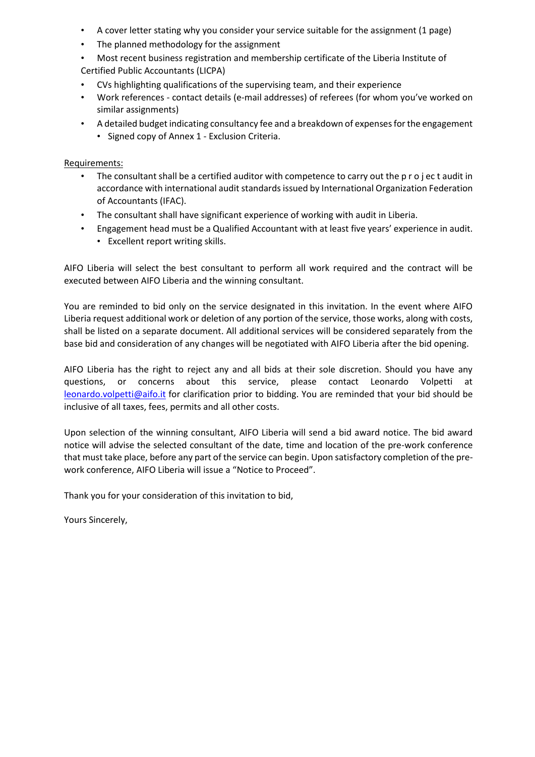- A cover letter stating why you consider your service suitable for the assignment (1 page)
- The planned methodology for the assignment
- Most recent business registration and membership certificate of the Liberia Institute of Certified Public Accountants (LICPA)
- CVs highlighting qualifications of the supervising team, and their experience
- Work references - contact details (e-mail addresses) of referees (for whom you've worked on similar assignments)
- A detailed budget indicating consultancy fee and a breakdown of expenses for the engagement
- Signed copy of Annex 1 - Exclusion Criteria.

Requirements:

- The consultant shall be a certified auditor with competence to carry out the p r o j ec t audit in accordance with international audit standards issued by International Organization Federation of Accountants (IFAC).
- The consultant shall have significant experience of working with audit in Liberia.
- Engagement head must be a Qualified Accountant with at least five years' experience in audit.
- Excellent report writing skills.

AIFO Liberia will select the best consultant to perform all work required and the contract will be executed between AIFO Liberia and the winning consultant.

You are reminded to bid only on the service designated in this invitation. In the event where AIFO Liberia request additional work or deletion of any portion of the service, those works, along with costs, shall be listed on a separate document. All additional services will be considered separately from the base bid and consideration of any changes will be negotiated with AIFO Liberia after the bid opening.

AIFO Liberia has the right to reject any and all bids at their sole discretion. Should you have any questions, or concerns about this service, please contact Leonardo Volpetti at leonardo.volpetti@aifo.it for clarification prior to bidding. You are reminded that your bid should be inclusive of all taxes, fees, permits and all other costs.

Upon selection of the winning consultant, AIFO Liberia will send a bid award notice. The bid award notice will advise the selected consultant of the date, time and location of the pre-work conference that must take place, before any part of the service can begin. Upon satisfactory completion of the pre-work conference, AIFO Liberia will issue a "Notice to Proceed".

Thank you for your consideration of this invitation to bid,

Yours Sincerely,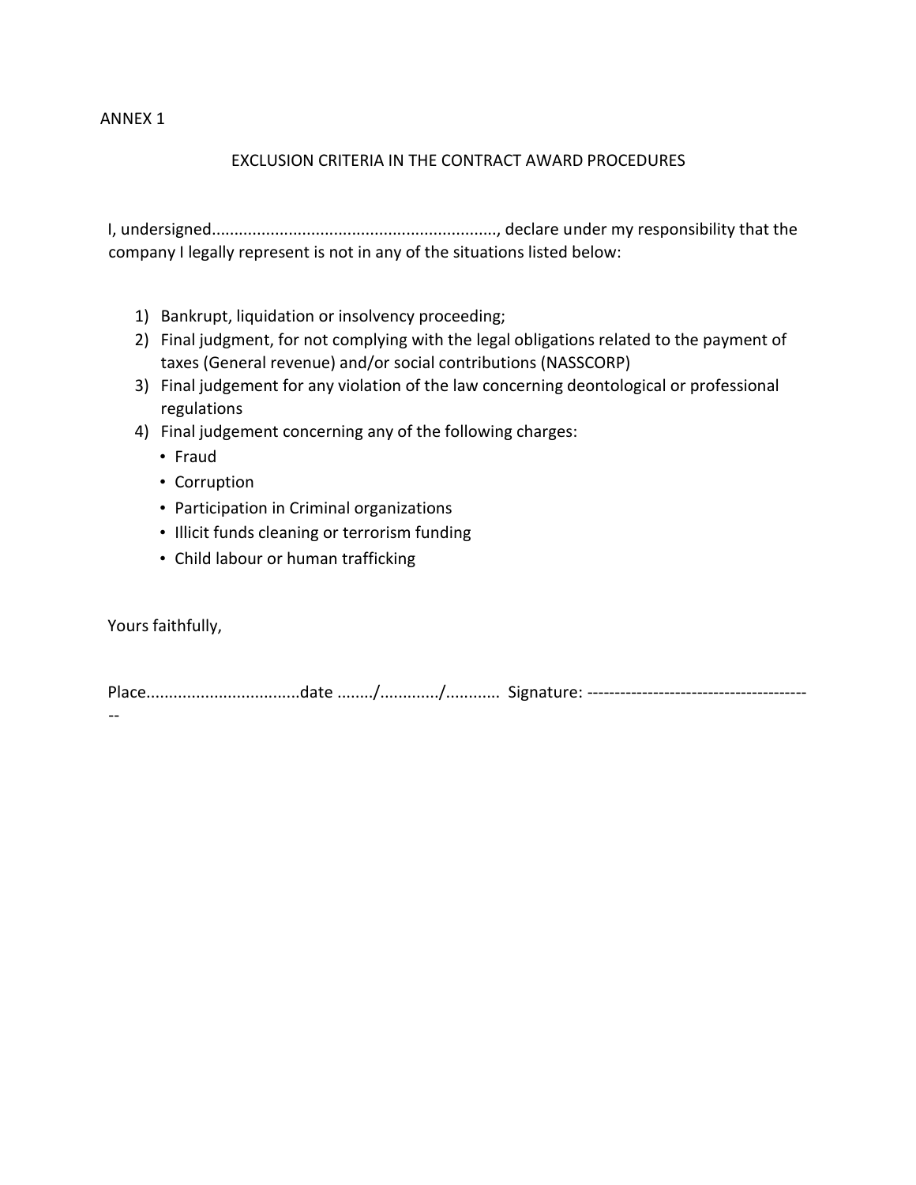ANNEX 1

## EXCLUSION CRITERIA IN THE CONTRACT AWARD PROCEDURES

I, undersigned..............................................................., declare under my responsibility that the company I legally represent is not in any of the situations listed below:

1) Bankrupt, liquidation or insolvency proceeding;
2) Final judgment, for not complying with the legal obligations related to the payment of taxes (General revenue) and/or social contributions (NASSCORP)
3) Final judgement for any violation of the law concerning deontological or professional regulations
4) Final judgement concerning any of the following charges:
   - Fraud
   - Corruption
   - Participation in Criminal organizations
   - Illicit funds cleaning or terrorism funding
   - Child labour or human trafficking

Yours faithfully,

Place..................................date ......../............./............ Signature: ------------------------------------------